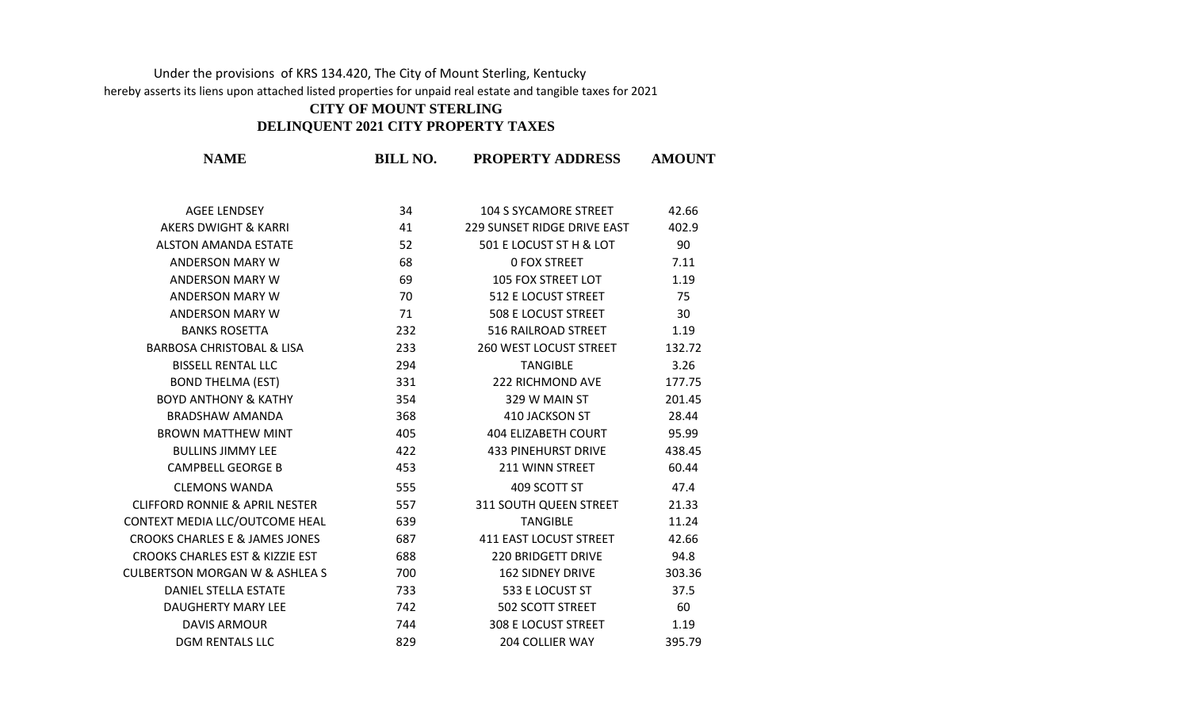Under the provisions of KRS 134.420, The City of Mount Sterling, Kentucky hereby asserts its liens upon attached listed properties for unpaid real estate and tangible taxes for 2021

**CITY OF MOUNT STERLING**
**DELINQUENT 2021 CITY PROPERTY TAXES**

| NAME | BILL NO. | PROPERTY ADDRESS | AMOUNT |
|---|---|---|---|
| AGEE LENDSEY | 34 | 104 S SYCAMORE STREET | 42.66 |
| AKERS DWIGHT & KARRI | 41 | 229 SUNSET RIDGE DRIVE EAST | 402.9 |
| ALSTON AMANDA ESTATE | 52 | 501 E LOCUST ST H & LOT | 90 |
| ANDERSON MARY W | 68 | 0 FOX STREET | 7.11 |
| ANDERSON MARY W | 69 | 105 FOX STREET LOT | 1.19 |
| ANDERSON MARY W | 70 | 512 E LOCUST STREET | 75 |
| ANDERSON MARY W | 71 | 508 E LOCUST STREET | 30 |
| BANKS ROSETTA | 232 | 516 RAILROAD STREET | 1.19 |
| BARBOSA CHRISTOBAL & LISA | 233 | 260 WEST LOCUST STREET | 132.72 |
| BISSELL RENTAL LLC | 294 | TANGIBLE | 3.26 |
| BOND THELMA (EST) | 331 | 222 RICHMOND AVE | 177.75 |
| BOYD ANTHONY & KATHY | 354 | 329 W MAIN ST | 201.45 |
| BRADSHAW AMANDA | 368 | 410 JACKSON ST | 28.44 |
| BROWN MATTHEW MINT | 405 | 404 ELIZABETH COURT | 95.99 |
| BULLINS JIMMY LEE | 422 | 433 PINEHURST DRIVE | 438.45 |
| CAMPBELL GEORGE B | 453 | 211 WINN STREET | 60.44 |
| CLEMONS WANDA | 555 | 409 SCOTT ST | 47.4 |
| CLIFFORD RONNIE & APRIL NESTER | 557 | 311 SOUTH QUEEN STREET | 21.33 |
| CONTEXT MEDIA LLC/OUTCOME HEAL | 639 | TANGIBLE | 11.24 |
| CROOKS CHARLES E & JAMES JONES | 687 | 411 EAST LOCUST STREET | 42.66 |
| CROOKS CHARLES EST & KIZZIE EST | 688 | 220 BRIDGETT DRIVE | 94.8 |
| CULBERTSON MORGAN W & ASHLEA S | 700 | 162 SIDNEY DRIVE | 303.36 |
| DANIEL STELLA ESTATE | 733 | 533 E LOCUST ST | 37.5 |
| DAUGHERTY MARY LEE | 742 | 502 SCOTT STREET | 60 |
| DAVIS ARMOUR | 744 | 308 E LOCUST STREET | 1.19 |
| DGM RENTALS LLC | 829 | 204 COLLIER WAY | 395.79 |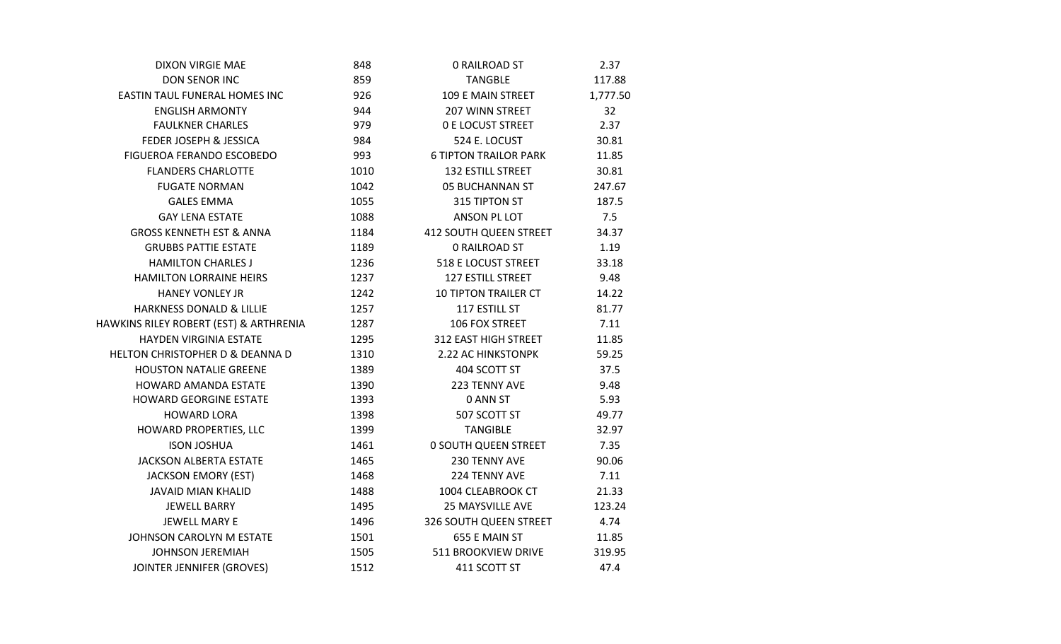| | | | |
|---|---|---|---|
| DIXON VIRGIE MAE | 848 | 0 RAILROAD ST | 2.37 |
| DON SENOR INC | 859 | TANGBLE | 117.88 |
| EASTIN TAUL FUNERAL HOMES INC | 926 | 109 E MAIN STREET | 1,777.50 |
| ENGLISH ARMONTY | 944 | 207 WINN STREET | 32 |
| FAULKNER CHARLES | 979 | 0 E LOCUST STREET | 2.37 |
| FEDER JOSEPH & JESSICA | 984 | 524 E. LOCUST | 30.81 |
| FIGUEROA FERANDO ESCOBEDO | 993 | 6 TIPTON TRAILOR PARK | 11.85 |
| FLANDERS CHARLOTTE | 1010 | 132 ESTILL STREET | 30.81 |
| FUGATE NORMAN | 1042 | 05 BUCHANNAN ST | 247.67 |
| GALES EMMA | 1055 | 315 TIPTON ST | 187.5 |
| GAY LENA ESTATE | 1088 | ANSON PL LOT | 7.5 |
| GROSS KENNETH EST & ANNA | 1184 | 412 SOUTH QUEEN STREET | 34.37 |
| GRUBBS PATTIE ESTATE | 1189 | 0 RAILROAD ST | 1.19 |
| HAMILTON CHARLES J | 1236 | 518 E LOCUST STREET | 33.18 |
| HAMILTON LORRAINE HEIRS | 1237 | 127 ESTILL STREET | 9.48 |
| HANEY VONLEY JR | 1242 | 10 TIPTON TRAILER CT | 14.22 |
| HARKNESS DONALD & LILLIE | 1257 | 117 ESTILL ST | 81.77 |
| HAWKINS RILEY ROBERT (EST) & ARTHRENIA | 1287 | 106 FOX STREET | 7.11 |
| HAYDEN VIRGINIA ESTATE | 1295 | 312 EAST HIGH STREET | 11.85 |
| HELTON CHRISTOPHER D & DEANNA D | 1310 | 2.22 AC HINKSTONPK | 59.25 |
| HOUSTON NATALIE GREENE | 1389 | 404 SCOTT ST | 37.5 |
| HOWARD AMANDA ESTATE | 1390 | 223 TENNY AVE | 9.48 |
| HOWARD GEORGINE ESTATE | 1393 | 0 ANN ST | 5.93 |
| HOWARD LORA | 1398 | 507 SCOTT ST | 49.77 |
| HOWARD PROPERTIES, LLC | 1399 | TANGIBLE | 32.97 |
| ISON JOSHUA | 1461 | 0 SOUTH QUEEN STREET | 7.35 |
| JACKSON ALBERTA ESTATE | 1465 | 230 TENNY AVE | 90.06 |
| JACKSON EMORY (EST) | 1468 | 224 TENNY AVE | 7.11 |
| JAVAID MIAN KHALID | 1488 | 1004 CLEABROOK CT | 21.33 |
| JEWELL BARRY | 1495 | 25 MAYSVILLE AVE | 123.24 |
| JEWELL MARY E | 1496 | 326 SOUTH QUEEN STREET | 4.74 |
| JOHNSON CAROLYN M ESTATE | 1501 | 655 E MAIN ST | 11.85 |
| JOHNSON JEREMIAH | 1505 | 511 BROOKVIEW DRIVE | 319.95 |
| JOINTER JENNIFER (GROVES) | 1512 | 411 SCOTT ST | 47.4 |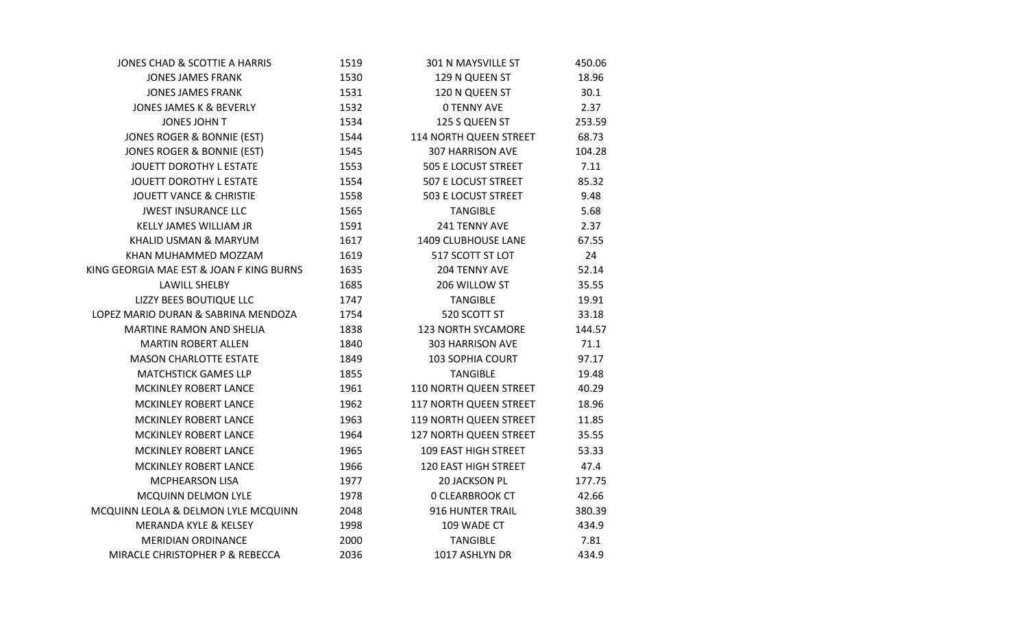| | | | |
|---|---|---|---|
| JONES CHAD & SCOTTIE A HARRIS | 1519 | 301 N MAYSVILLE ST | 450.06 |
| JONES JAMES FRANK | 1530 | 129 N QUEEN ST | 18.96 |
| JONES JAMES FRANK | 1531 | 120 N QUEEN ST | 30.1 |
| JONES JAMES K & BEVERLY | 1532 | 0 TENNY AVE | 2.37 |
| JONES JOHN T | 1534 | 125 S QUEEN ST | 253.59 |
| JONES ROGER & BONNIE (EST) | 1544 | 114 NORTH QUEEN STREET | 68.73 |
| JONES ROGER & BONNIE (EST) | 1545 | 307 HARRISON AVE | 104.28 |
| JOUETT DOROTHY L ESTATE | 1553 | 505 E LOCUST STREET | 7.11 |
| JOUETT DOROTHY L ESTATE | 1554 | 507 E LOCUST STREET | 85.32 |
| JOUETT VANCE & CHRISTIE | 1558 | 503 E LOCUST STREET | 9.48 |
| JWEST INSURANCE LLC | 1565 | TANGIBLE | 5.68 |
| KELLY JAMES WILLIAM JR | 1591 | 241 TENNY AVE | 2.37 |
| KHALID USMAN & MARYUM | 1617 | 1409 CLUBHOUSE LANE | 67.55 |
| KHAN MUHAMMED MOZZAM | 1619 | 517 SCOTT ST LOT | 24 |
| KING GEORGIA MAE EST & JOAN F KING BURNS | 1635 | 204 TENNY AVE | 52.14 |
| LAWILL SHELBY | 1685 | 206 WILLOW ST | 35.55 |
| LIZZY BEES BOUTIQUE LLC | 1747 | TANGIBLE | 19.91 |
| LOPEZ MARIO DURAN & SABRINA MENDOZA | 1754 | 520 SCOTT ST | 33.18 |
| MARTINE RAMON AND SHELIA | 1838 | 123 NORTH SYCAMORE | 144.57 |
| MARTIN ROBERT ALLEN | 1840 | 303 HARRISON AVE | 71.1 |
| MASON CHARLOTTE ESTATE | 1849 | 103 SOPHIA COURT | 97.17 |
| MATCHSTICK GAMES LLP | 1855 | TANGIBLE | 19.48 |
| MCKINLEY ROBERT LANCE | 1961 | 110 NORTH QUEEN STREET | 40.29 |
| MCKINLEY ROBERT LANCE | 1962 | 117 NORTH QUEEN STREET | 18.96 |
| MCKINLEY ROBERT LANCE | 1963 | 119 NORTH QUEEN STREET | 11.85 |
| MCKINLEY ROBERT LANCE | 1964 | 127 NORTH QUEEN STREET | 35.55 |
| MCKINLEY ROBERT LANCE | 1965 | 109 EAST HIGH STREET | 53.33 |
| MCKINLEY ROBERT LANCE | 1966 | 120 EAST HIGH STREET | 47.4 |
| MCPHEARSON LISA | 1977 | 20 JACKSON PL | 177.75 |
| MCQUINN DELMON LYLE | 1978 | 0 CLEARBROOK CT | 42.66 |
| MCQUINN LEOLA & DELMON LYLE MCQUINN | 2048 | 916 HUNTER TRAIL | 380.39 |
| MERANDA KYLE & KELSEY | 1998 | 109 WADE CT | 434.9 |
| MERIDIAN ORDINANCE | 2000 | TANGIBLE | 7.81 |
| MIRACLE CHRISTOPHER P & REBECCA | 2036 | 1017 ASHLYN DR | 434.9 |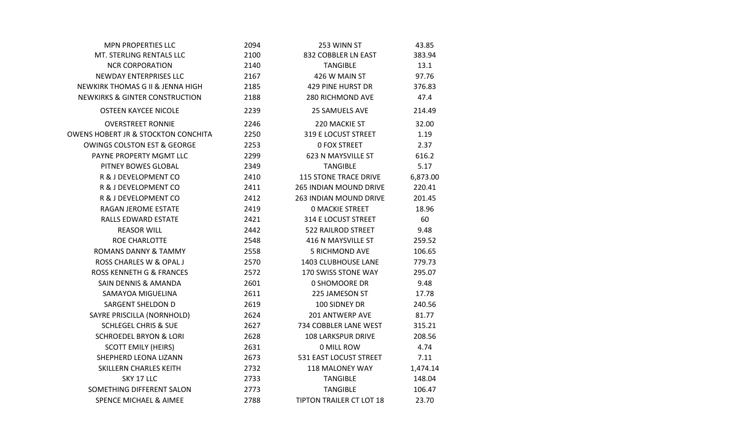| | | | |
|---|---|---|---|
| MPN PROPERTIES LLC | 2094 | 253 WINN ST | 43.85 |
| MT. STERLING RENTALS LLC | 2100 | 832 COBBLER LN EAST | 383.94 |
| NCR CORPORATION | 2140 | TANGIBLE | 13.1 |
| NEWDAY ENTERPRISES LLC | 2167 | 426 W MAIN ST | 97.76 |
| NEWKIRK THOMAS G II & JENNA HIGH | 2185 | 429 PINE HURST DR | 376.83 |
| NEWKIRKS & GINTER CONSTRUCTION | 2188 | 280 RICHMOND AVE | 47.4 |
| OSTEEN KAYCEE NICOLE | 2239 | 25 SAMUELS AVE | 214.49 |
| OVERSTREET RONNIE | 2246 | 220 MACKIE ST | 32.00 |
| OWENS HOBERT JR & STOCKTON CONCHITA | 2250 | 319 E LOCUST STREET | 1.19 |
| OWINGS COLSTON EST & GEORGE | 2253 | 0 FOX STREET | 2.37 |
| PAYNE PROPERTY MGMT LLC | 2299 | 623 N MAYSVILLE ST | 616.2 |
| PITNEY BOWES GLOBAL | 2349 | TANGIBLE | 5.17 |
| R & J DEVELOPMENT CO | 2410 | 115 STONE TRACE DRIVE | 6,873.00 |
| R & J DEVELOPMENT CO | 2411 | 265 INDIAN MOUND DRIVE | 220.41 |
| R & J DEVELOPMENT CO | 2412 | 263 INDIAN MOUND DRIVE | 201.45 |
| RAGAN JEROME ESTATE | 2419 | 0 MACKIE STREET | 18.96 |
| RALLS EDWARD ESTATE | 2421 | 314 E LOCUST STREET | 60 |
| REASOR WILL | 2442 | 522 RAILROD STREET | 9.48 |
| ROE CHARLOTTE | 2548 | 416 N MAYSVILLE ST | 259.52 |
| ROMANS DANNY & TAMMY | 2558 | 5 RICHMOND AVE | 106.65 |
| ROSS CHARLES W & OPAL J | 2570 | 1403 CLUBHOUSE LANE | 779.73 |
| ROSS KENNETH G & FRANCES | 2572 | 170 SWISS STONE WAY | 295.07 |
| SAIN DENNIS & AMANDA | 2601 | 0 SHOMOORE DR | 9.48 |
| SAMAYOA MIGUELINA | 2611 | 225 JAMESON ST | 17.78 |
| SARGENT SHELDON D | 2619 | 100 SIDNEY DR | 240.56 |
| SAYRE PRISCILLA (NORNHOLD) | 2624 | 201 ANTWERP AVE | 81.77 |
| SCHLEGEL CHRIS & SUE | 2627 | 734 COBBLER LANE WEST | 315.21 |
| SCHROEDEL BRYON & LORI | 2628 | 108 LARKSPUR DRIVE | 208.56 |
| SCOTT EMILY (HEIRS) | 2631 | 0 MILL ROW | 4.74 |
| SHEPHERD LEONA LIZANN | 2673 | 531 EAST LOCUST STREET | 7.11 |
| SKILLERN CHARLES KEITH | 2732 | 118 MALONEY WAY | 1,474.14 |
| SKY 17 LLC | 2733 | TANGIBLE | 148.04 |
| SOMETHING DIFFERENT SALON | 2773 | TANGIBLE | 106.47 |
| SPENCE MICHAEL & AIMEE | 2788 | TIPTON TRAILER CT LOT 18 | 23.70 |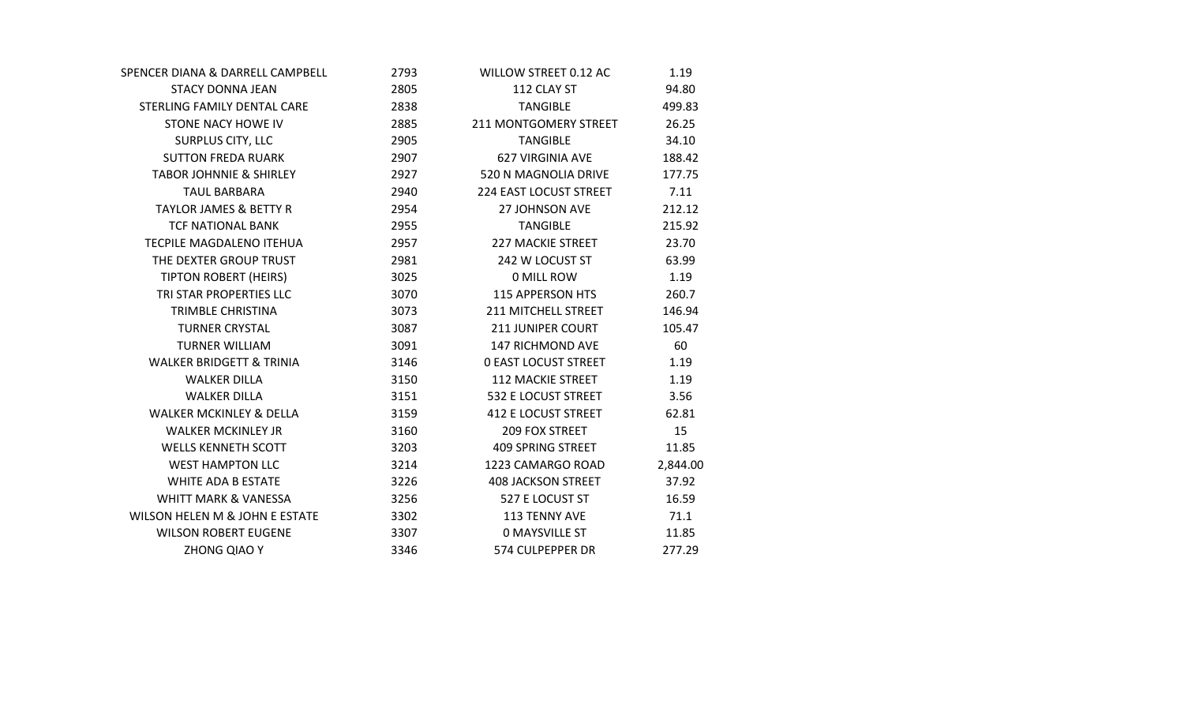| | | | |
|---|---|---|---|
| SPENCER DIANA & DARRELL CAMPBELL | 2793 | WILLOW STREET 0.12 AC | 1.19 |
| STACY DONNA JEAN | 2805 | 112 CLAY ST | 94.80 |
| STERLING FAMILY DENTAL CARE | 2838 | TANGIBLE | 499.83 |
| STONE NACY HOWE IV | 2885 | 211 MONTGOMERY STREET | 26.25 |
| SURPLUS CITY, LLC | 2905 | TANGIBLE | 34.10 |
| SUTTON FREDA RUARK | 2907 | 627 VIRGINIA AVE | 188.42 |
| TABOR JOHNNIE & SHIRLEY | 2927 | 520 N MAGNOLIA DRIVE | 177.75 |
| TAUL BARBARA | 2940 | 224 EAST LOCUST STREET | 7.11 |
| TAYLOR JAMES & BETTY R | 2954 | 27 JOHNSON AVE | 212.12 |
| TCF NATIONAL BANK | 2955 | TANGIBLE | 215.92 |
| TECPILE MAGDALENO ITEHUA | 2957 | 227 MACKIE STREET | 23.70 |
| THE DEXTER GROUP TRUST | 2981 | 242 W LOCUST ST | 63.99 |
| TIPTON ROBERT (HEIRS) | 3025 | 0 MILL ROW | 1.19 |
| TRI STAR PROPERTIES LLC | 3070 | 115 APPERSON HTS | 260.7 |
| TRIMBLE CHRISTINA | 3073 | 211 MITCHELL STREET | 146.94 |
| TURNER CRYSTAL | 3087 | 211 JUNIPER COURT | 105.47 |
| TURNER WILLIAM | 3091 | 147 RICHMOND AVE | 60 |
| WALKER BRIDGETT & TRINIA | 3146 | 0 EAST LOCUST STREET | 1.19 |
| WALKER DILLA | 3150 | 112 MACKIE STREET | 1.19 |
| WALKER DILLA | 3151 | 532 E LOCUST STREET | 3.56 |
| WALKER MCKINLEY & DELLA | 3159 | 412 E LOCUST STREET | 62.81 |
| WALKER MCKINLEY JR | 3160 | 209 FOX STREET | 15 |
| WELLS KENNETH SCOTT | 3203 | 409 SPRING STREET | 11.85 |
| WEST HAMPTON LLC | 3214 | 1223 CAMARGO ROAD | 2,844.00 |
| WHITE ADA B ESTATE | 3226 | 408 JACKSON STREET | 37.92 |
| WHITT MARK & VANESSA | 3256 | 527 E LOCUST ST | 16.59 |
| WILSON HELEN M & JOHN E ESTATE | 3302 | 113 TENNY AVE | 71.1 |
| WILSON ROBERT EUGENE | 3307 | 0 MAYSVILLE ST | 11.85 |
| ZHONG QIAO Y | 3346 | 574 CULPEPPER DR | 277.29 |